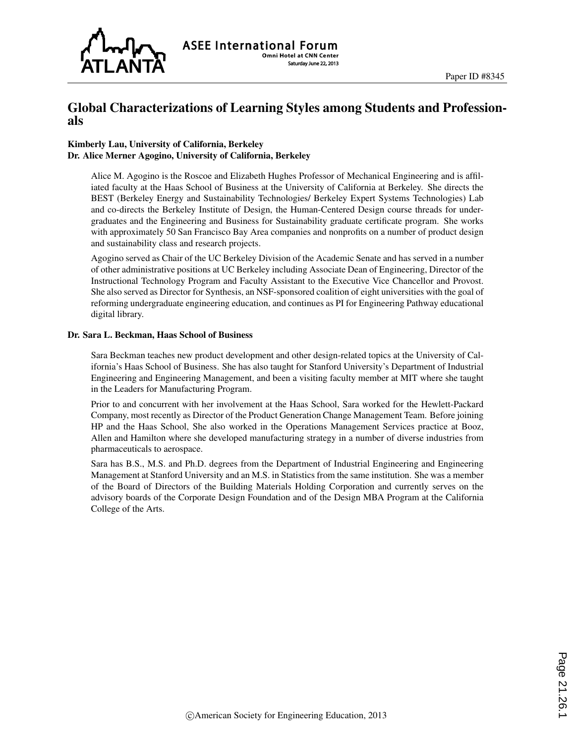# Global Characterizations of Learning Styles among Students and Professionals

**Kimberly Lau, University of California, Berkeley**
**Dr. Alice Merner Agogino, University of California, Berkeley**

Alice M. Agogino is the Roscoe and Elizabeth Hughes Professor of Mechanical Engineering and is affiliated faculty at the Haas School of Business at the University of California at Berkeley. She directs the BEST (Berkeley Energy and Sustainability Technologies/ Berkeley Expert Systems Technologies) Lab and co-directs the Berkeley Institute of Design, the Human-Centered Design course threads for undergraduates and the Engineering and Business for Sustainability graduate certificate program. She works with approximately 50 San Francisco Bay Area companies and nonprofits on a number of product design and sustainability class and research projects.

Agogino served as Chair of the UC Berkeley Division of the Academic Senate and has served in a number of other administrative positions at UC Berkeley including Associate Dean of Engineering, Director of the Instructional Technology Program and Faculty Assistant to the Executive Vice Chancellor and Provost. She also served as Director for Synthesis, an NSF-sponsored coalition of eight universities with the goal of reforming undergraduate engineering education, and continues as PI for Engineering Pathway educational digital library.

**Dr. Sara L. Beckman, Haas School of Business**

Sara Beckman teaches new product development and other design-related topics at the University of California's Haas School of Business. She has also taught for Stanford University's Department of Industrial Engineering and Engineering Management, and been a visiting faculty member at MIT where she taught in the Leaders for Manufacturing Program.

Prior to and concurrent with her involvement at the Haas School, Sara worked for the Hewlett-Packard Company, most recently as Director of the Product Generation Change Management Team. Before joining HP and the Haas School, She also worked in the Operations Management Services practice at Booz, Allen and Hamilton where she developed manufacturing strategy in a number of diverse industries from pharmaceuticals to aerospace.

Sara has B.S., M.S. and Ph.D. degrees from the Department of Industrial Engineering and Engineering Management at Stanford University and an M.S. in Statistics from the same institution. She was a member of the Board of Directors of the Building Materials Holding Corporation and currently serves on the advisory boards of the Corporate Design Foundation and of the Design MBA Program at the California College of the Arts.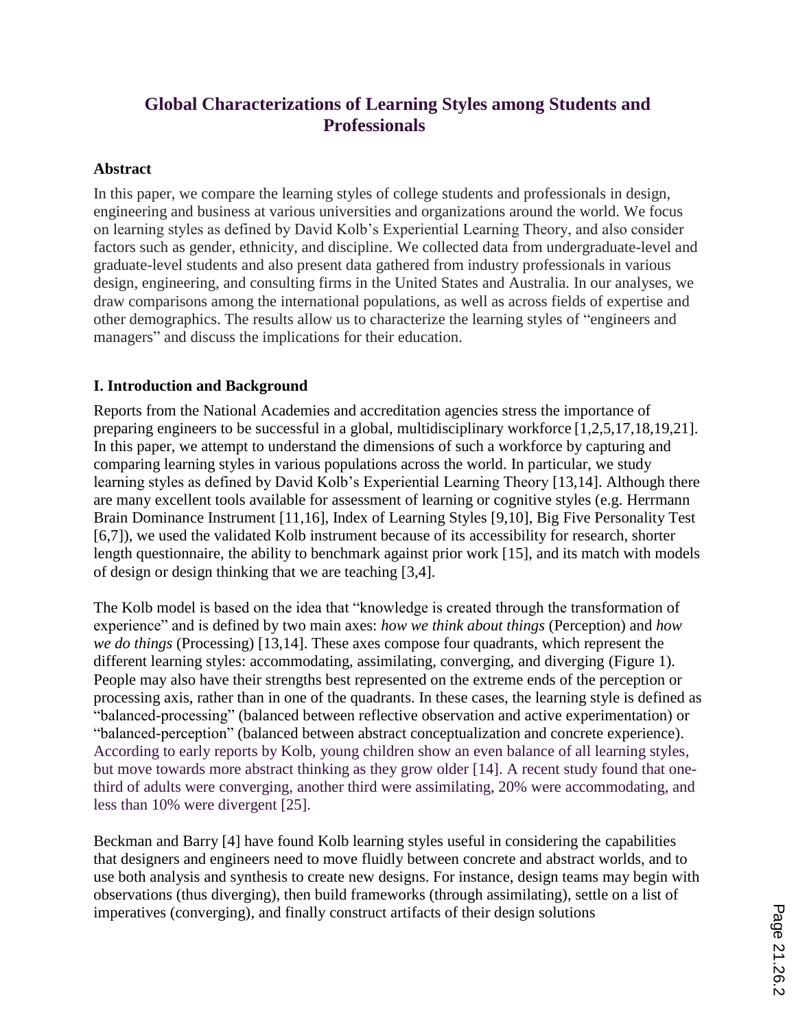# Global Characterizations of Learning Styles among Students and Professionals

### Abstract

In this paper, we compare the learning styles of college students and professionals in design, engineering and business at various universities and organizations around the world. We focus on learning styles as defined by David Kolb's Experiential Learning Theory, and also consider factors such as gender, ethnicity, and discipline. We collected data from undergraduate-level and graduate-level students and also present data gathered from industry professionals in various design, engineering, and consulting firms in the United States and Australia. In our analyses, we draw comparisons among the international populations, as well as across fields of expertise and other demographics. The results allow us to characterize the learning styles of "engineers and managers" and discuss the implications for their education.

### I. Introduction and Background

Reports from the National Academies and accreditation agencies stress the importance of preparing engineers to be successful in a global, multidisciplinary workforce [1,2,5,17,18,19,21]. In this paper, we attempt to understand the dimensions of such a workforce by capturing and comparing learning styles in various populations across the world. In particular, we study learning styles as defined by David Kolb's Experiential Learning Theory [13,14]. Although there are many excellent tools available for assessment of learning or cognitive styles (e.g. Herrmann Brain Dominance Instrument [11,16], Index of Learning Styles [9,10], Big Five Personality Test [6,7]), we used the validated Kolb instrument because of its accessibility for research, shorter length questionnaire, the ability to benchmark against prior work [15], and its match with models of design or design thinking that we are teaching [3,4].

The Kolb model is based on the idea that "knowledge is created through the transformation of experience" and is defined by two main axes: *how we think about things* (Perception) and *how we do things* (Processing) [13,14]. These axes compose four quadrants, which represent the different learning styles: accommodating, assimilating, converging, and diverging (Figure 1). People may also have their strengths best represented on the extreme ends of the perception or processing axis, rather than in one of the quadrants. In these cases, the learning style is defined as "balanced-processing" (balanced between reflective observation and active experimentation) or "balanced-perception" (balanced between abstract conceptualization and concrete experience). According to early reports by Kolb, young children show an even balance of all learning styles, but move towards more abstract thinking as they grow older [14]. A recent study found that one-third of adults were converging, another third were assimilating, 20% were accommodating, and less than 10% were divergent [25].

Beckman and Barry [4] have found Kolb learning styles useful in considering the capabilities that designers and engineers need to move fluidly between concrete and abstract worlds, and to use both analysis and synthesis to create new designs. For instance, design teams may begin with observations (thus diverging), then build frameworks (through assimilating), settle on a list of imperatives (converging), and finally construct artifacts of their design solutions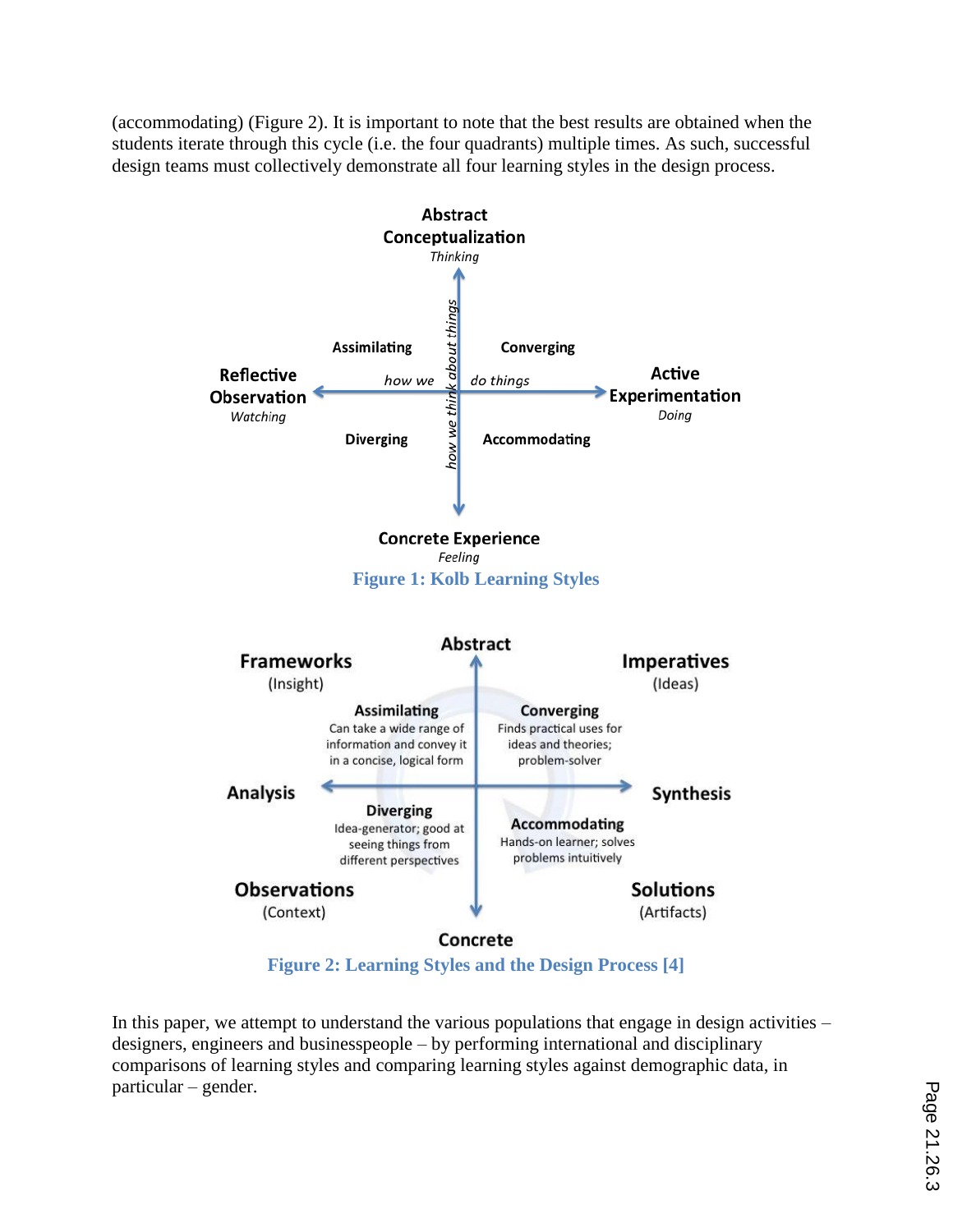(accommodating) (Figure 2). It is important to note that the best results are obtained when the students iterate through this cycle (i.e. the four quadrants) multiple times. As such, successful design teams must collectively demonstrate all four learning styles in the design process.

Figure 1: Kolb Learning Styles

Figure 2: Learning Styles and the Design Process [4]

In this paper, we attempt to understand the various populations that engage in design activities – designers, engineers and businesspeople – by performing international and disciplinary comparisons of learning styles and comparing learning styles against demographic data, in particular – gender.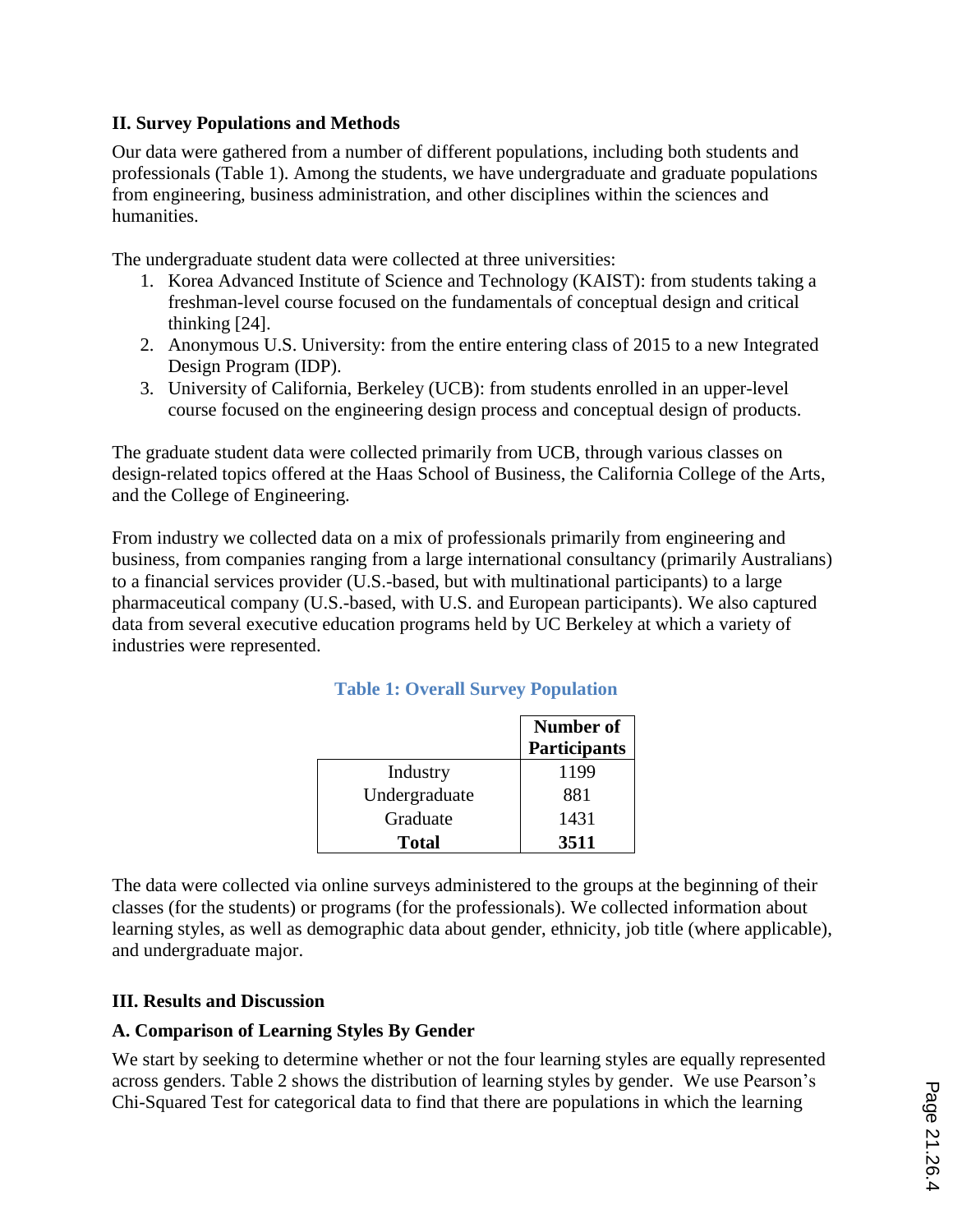## II. Survey Populations and Methods

Our data were gathered from a number of different populations, including both students and professionals (Table 1). Among the students, we have undergraduate and graduate populations from engineering, business administration, and other disciplines within the sciences and humanities.

The undergraduate student data were collected at three universities:

1. Korea Advanced Institute of Science and Technology (KAIST): from students taking a freshman-level course focused on the fundamentals of conceptual design and critical thinking [24].
2. Anonymous U.S. University: from the entire entering class of 2015 to a new Integrated Design Program (IDP).
3. University of California, Berkeley (UCB): from students enrolled in an upper-level course focused on the engineering design process and conceptual design of products.

The graduate student data were collected primarily from UCB, through various classes on design-related topics offered at the Haas School of Business, the California College of the Arts, and the College of Engineering.

From industry we collected data on a mix of professionals primarily from engineering and business, from companies ranging from a large international consultancy (primarily Australians) to a financial services provider (U.S.-based, but with multinational participants) to a large pharmaceutical company (U.S.-based, with U.S. and European participants). We also captured data from several executive education programs held by UC Berkeley at which a variety of industries were represented.

**Table 1: Overall Survey Population**

| | Number of Participants |
|---|---|
| Industry | 1199 |
| Undergraduate | 881 |
| Graduate | 1431 |
| **Total** | **3511** |

The data were collected via online surveys administered to the groups at the beginning of their classes (for the students) or programs (for the professionals). We collected information about learning styles, as well as demographic data about gender, ethnicity, job title (where applicable), and undergraduate major.

## III. Results and Discussion

### A. Comparison of Learning Styles By Gender

We start by seeking to determine whether or not the four learning styles are equally represented across genders. Table 2 shows the distribution of learning styles by gender. We use Pearson's Chi-Squared Test for categorical data to find that there are populations in which the learning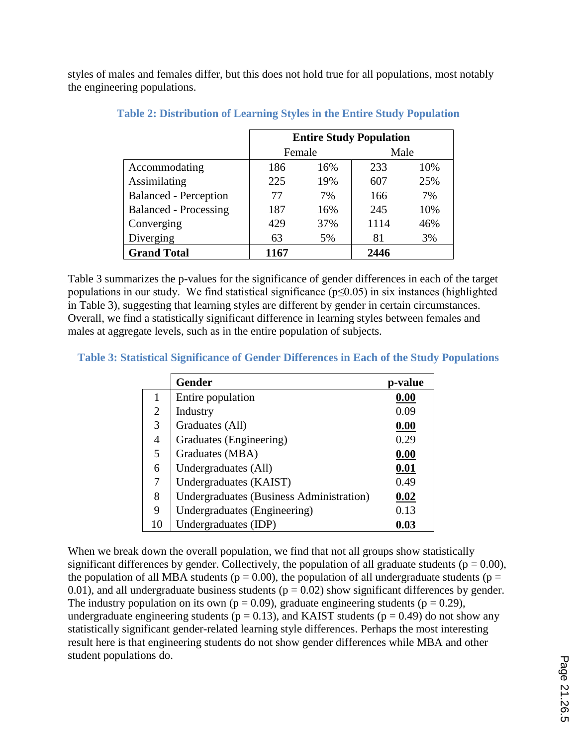styles of males and females differ, but this does not hold true for all populations, most notably the engineering populations.

**Table 2: Distribution of Learning Styles in the Entire Study Population**

| | Entire Study Population | | | |
|---|---|---|---|---|
| | Female | | Male | |
| Accommodating | 186 | 16% | 233 | 10% |
| Assimilating | 225 | 19% | 607 | 25% |
| Balanced - Perception | 77 | 7% | 166 | 7% |
| Balanced - Processing | 187 | 16% | 245 | 10% |
| Converging | 429 | 37% | 1114 | 46% |
| Diverging | 63 | 5% | 81 | 3% |
| **Grand Total** | **1167** | | **2446** | |

Table 3 summarizes the p-values for the significance of gender differences in each of the target populations in our study. We find statistical significance ($p \leq 0.05$) in six instances (highlighted in Table 3), suggesting that learning styles are different by gender in certain circumstances. Overall, we find a statistically significant difference in learning styles between females and males at aggregate levels, such as in the entire population of subjects.

**Table 3: Statistical Significance of Gender Differences in Each of the Study Populations**

| | Gender | p-value |
|---|---|---|
| 1 | Entire population | **0.00** |
| 2 | Industry | 0.09 |
| 3 | Graduates (All) | **0.00** |
| 4 | Graduates (Engineering) | 0.29 |
| 5 | Graduates (MBA) | **0.00** |
| 6 | Undergraduates (All) | **0.01** |
| 7 | Undergraduates (KAIST) | 0.49 |
| 8 | Undergraduates (Business Administration) | **0.02** |
| 9 | Undergraduates (Engineering) | 0.13 |
| 10 | Undergraduates (IDP) | **0.03** |

When we break down the overall population, we find that not all groups show statistically significant differences by gender. Collectively, the population of all graduate students ($p = 0.00$), the population of all MBA students ($p = 0.00$), the population of all undergraduate students ($p = 0.01$), and all undergraduate business students ($p = 0.02$) show significant differences by gender. The industry population on its own ($p = 0.09$), graduate engineering students ($p = 0.29$), undergraduate engineering students ($p = 0.13$), and KAIST students ($p = 0.49$) do not show any statistically significant gender-related learning style differences. Perhaps the most interesting result here is that engineering students do not show gender differences while MBA and other student populations do.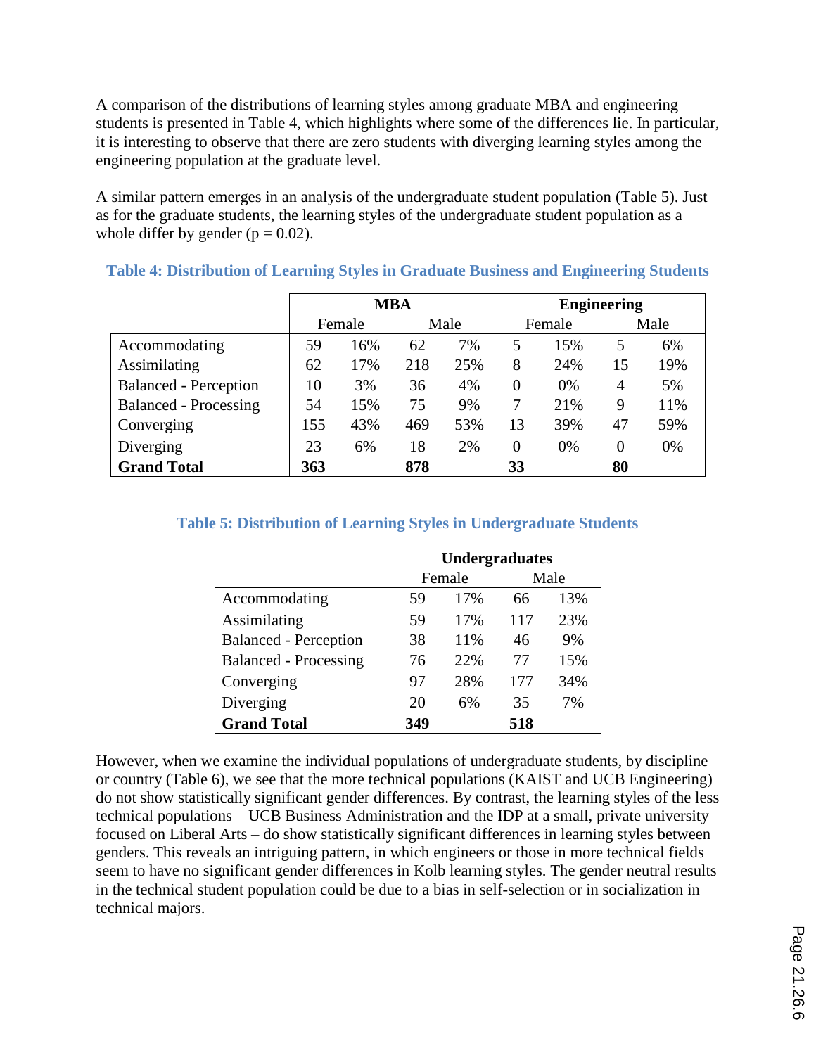A comparison of the distributions of learning styles among graduate MBA and engineering students is presented in Table 4, which highlights where some of the differences lie. In particular, it is interesting to observe that there are zero students with diverging learning styles among the engineering population at the graduate level.

A similar pattern emerges in an analysis of the undergraduate student population (Table 5). Just as for the graduate students, the learning styles of the undergraduate student population as a whole differ by gender ($p = 0.02$).

**Table 4: Distribution of Learning Styles in Graduate Business and Engineering Students**

| | MBA | | | | Engineering | | | |
|---|---|---|---|---|---|---|---|---|
| | Female | | Male | | Female | | Male | |
| Accommodating | 59 | 16% | 62 | 7% | 5 | 15% | 5 | 6% |
| Assimilating | 62 | 17% | 218 | 25% | 8 | 24% | 15 | 19% |
| Balanced - Perception | 10 | 3% | 36 | 4% | 0 | 0% | 4 | 5% |
| Balanced - Processing | 54 | 15% | 75 | 9% | 7 | 21% | 9 | 11% |
| Converging | 155 | 43% | 469 | 53% | 13 | 39% | 47 | 59% |
| Diverging | 23 | 6% | 18 | 2% | 0 | 0% | 0 | 0% |
| **Grand Total** | **363** | | **878** | | **33** | | **80** | |

**Table 5: Distribution of Learning Styles in Undergraduate Students**

| | Undergraduates | | | |
|---|---|---|---|---|
| | Female | | Male | |
| Accommodating | 59 | 17% | 66 | 13% |
| Assimilating | 59 | 17% | 117 | 23% |
| Balanced - Perception | 38 | 11% | 46 | 9% |
| Balanced - Processing | 76 | 22% | 77 | 15% |
| Converging | 97 | 28% | 177 | 34% |
| Diverging | 20 | 6% | 35 | 7% |
| **Grand Total** | **349** | | **518** | |

However, when we examine the individual populations of undergraduate students, by discipline or country (Table 6), we see that the more technical populations (KAIST and UCB Engineering) do not show statistically significant gender differences. By contrast, the learning styles of the less technical populations – UCB Business Administration and the IDP at a small, private university focused on Liberal Arts – do show statistically significant differences in learning styles between genders. This reveals an intriguing pattern, in which engineers or those in more technical fields seem to have no significant gender differences in Kolb learning styles. The gender neutral results in the technical student population could be due to a bias in self-selection or in socialization in technical majors.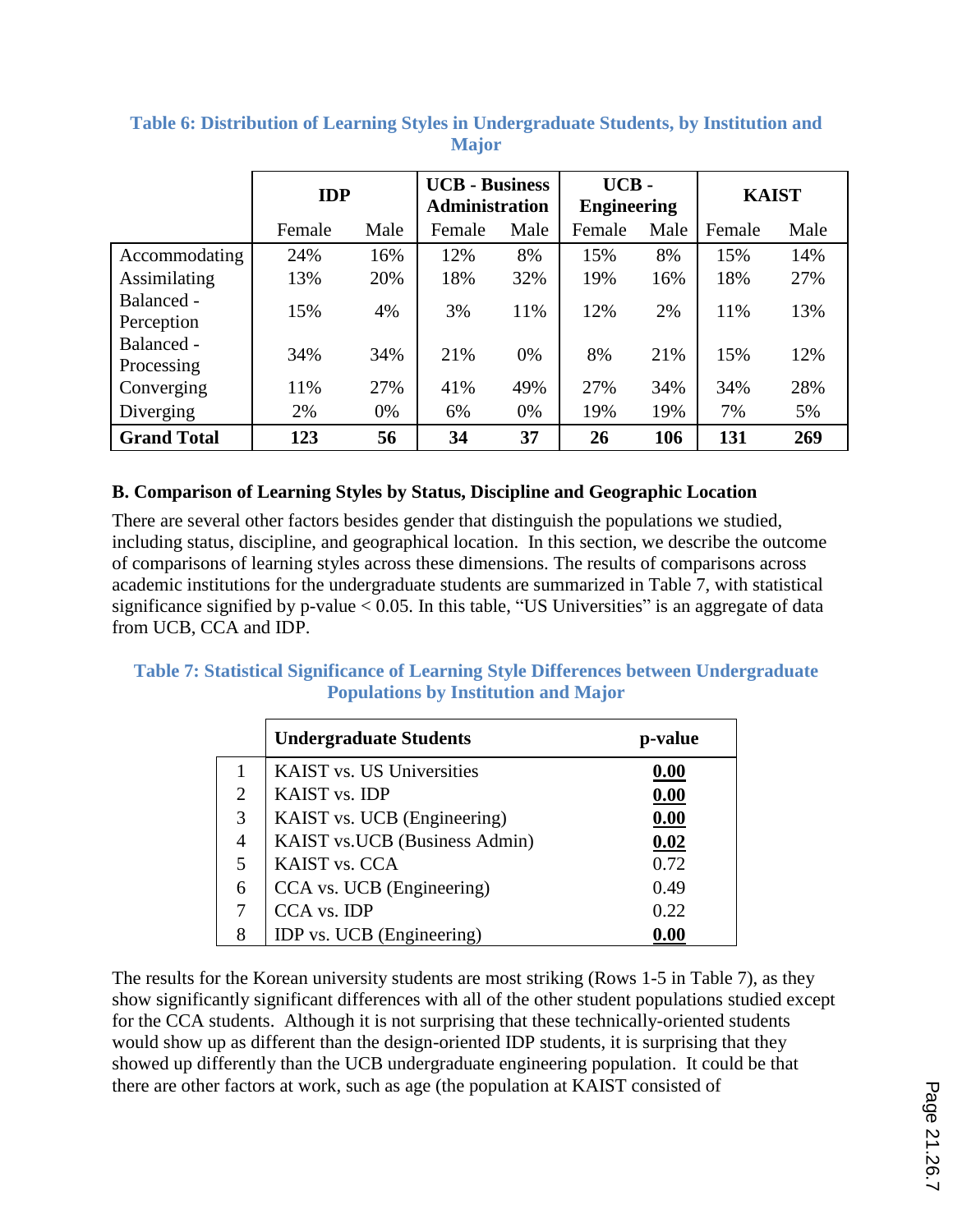**Table 6: Distribution of Learning Styles in Undergraduate Students, by Institution and Major**

| | IDP | | UCB - Business Administration | | UCB - Engineering | | KAIST | |
|---|---|---|---|---|---|---|---|---|
| | Female | Male | Female | Male | Female | Male | Female | Male |
| Accommodating | 24% | 16% | 12% | 8% | 15% | 8% | 15% | 14% |
| Assimilating | 13% | 20% | 18% | 32% | 19% | 16% | 18% | 27% |
| Balanced - Perception | 15% | 4% | 3% | 11% | 12% | 2% | 11% | 13% |
| Balanced - Processing | 34% | 34% | 21% | 0% | 8% | 21% | 15% | 12% |
| Converging | 11% | 27% | 41% | 49% | 27% | 34% | 34% | 28% |
| Diverging | 2% | 0% | 6% | 0% | 19% | 19% | 7% | 5% |
| **Grand Total** | **123** | **56** | **34** | **37** | **26** | **106** | **131** | **269** |

**B. Comparison of Learning Styles by Status, Discipline and Geographic Location**

There are several other factors besides gender that distinguish the populations we studied, including status, discipline, and geographical location. In this section, we describe the outcome of comparisons of learning styles across these dimensions. The results of comparisons across academic institutions for the undergraduate students are summarized in Table 7, with statistical significance signified by p-value < 0.05. In this table, "US Universities" is an aggregate of data from UCB, CCA and IDP.

**Table 7: Statistical Significance of Learning Style Differences between Undergraduate Populations by Institution and Major**

| | Undergraduate Students | p-value |
|---|---|---|
| 1 | KAIST vs. US Universities | **0.00** |
| 2 | KAIST vs. IDP | **0.00** |
| 3 | KAIST vs. UCB (Engineering) | **0.00** |
| 4 | KAIST vs.UCB (Business Admin) | **0.02** |
| 5 | KAIST vs. CCA | 0.72 |
| 6 | CCA vs. UCB (Engineering) | 0.49 |
| 7 | CCA vs. IDP | 0.22 |
| 8 | IDP vs. UCB (Engineering) | **0.00** |

The results for the Korean university students are most striking (Rows 1-5 in Table 7), as they show significantly significant differences with all of the other student populations studied except for the CCA students. Although it is not surprising that these technically-oriented students would show up as different than the design-oriented IDP students, it is surprising that they showed up differently than the UCB undergraduate engineering population. It could be that there are other factors at work, such as age (the population at KAIST consisted of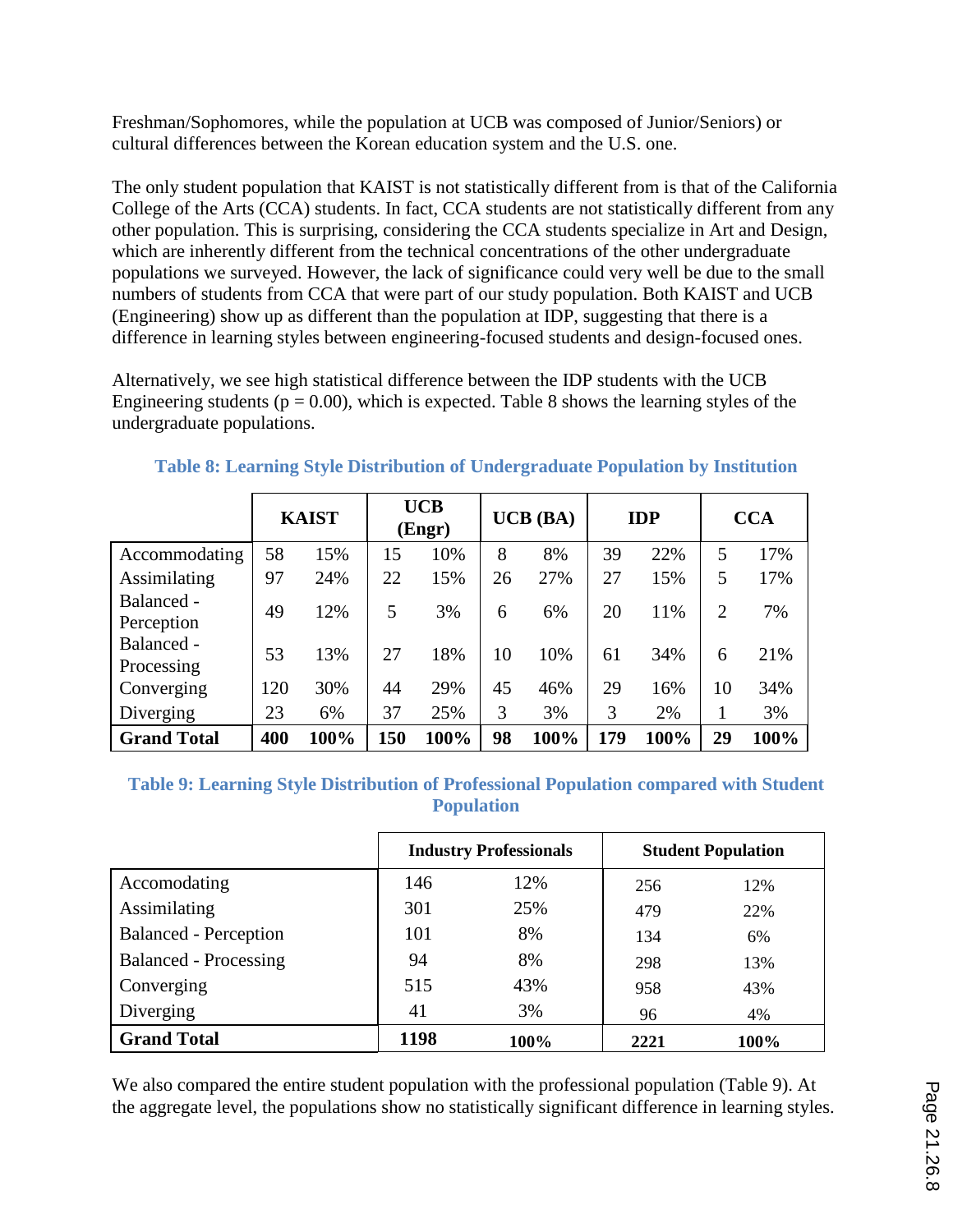Freshman/Sophomores, while the population at UCB was composed of Junior/Seniors) or cultural differences between the Korean education system and the U.S. one.

The only student population that KAIST is not statistically different from is that of the California College of the Arts (CCA) students. In fact, CCA students are not statistically different from any other population. This is surprising, considering the CCA students specialize in Art and Design, which are inherently different from the technical concentrations of the other undergraduate populations we surveyed. However, the lack of significance could very well be due to the small numbers of students from CCA that were part of our study population. Both KAIST and UCB (Engineering) show up as different than the population at IDP, suggesting that there is a difference in learning styles between engineering-focused students and design-focused ones.

Alternatively, we see high statistical difference between the IDP students with the UCB Engineering students ($p = 0.00$), which is expected. Table 8 shows the learning styles of the undergraduate populations.

**Table 8: Learning Style Distribution of Undergraduate Population by Institution**

| | KAIST | | UCB (Engr) | | UCB (BA) | | IDP | | CCA | |
|---|---|---|---|---|---|---|---|---|---|---|
| Accommodating | 58 | 15% | 15 | 10% | 8 | 8% | 39 | 22% | 5 | 17% |
| Assimilating | 97 | 24% | 22 | 15% | 26 | 27% | 27 | 15% | 5 | 17% |
| Balanced - Perception | 49 | 12% | 5 | 3% | 6 | 6% | 20 | 11% | 2 | 7% |
| Balanced - Processing | 53 | 13% | 27 | 18% | 10 | 10% | 61 | 34% | 6 | 21% |
| Converging | 120 | 30% | 44 | 29% | 45 | 46% | 29 | 16% | 10 | 34% |
| Diverging | 23 | 6% | 37 | 25% | 3 | 3% | 3 | 2% | 1 | 3% |
| **Grand Total** | **400** | **100%** | **150** | **100%** | **98** | **100%** | **179** | **100%** | **29** | **100%** |

**Table 9: Learning Style Distribution of Professional Population compared with Student Population**

| | Industry Professionals | | Student Population | |
|---|---|---|---|---|
| Accomodating | 146 | 12% | 256 | 12% |
| Assimilating | 301 | 25% | 479 | 22% |
| Balanced - Perception | 101 | 8% | 134 | 6% |
| Balanced - Processing | 94 | 8% | 298 | 13% |
| Converging | 515 | 43% | 958 | 43% |
| Diverging | 41 | 3% | 96 | 4% |
| **Grand Total** | **1198** | **100%** | **2221** | **100%** |

We also compared the entire student population with the professional population (Table 9). At the aggregate level, the populations show no statistically significant difference in learning styles.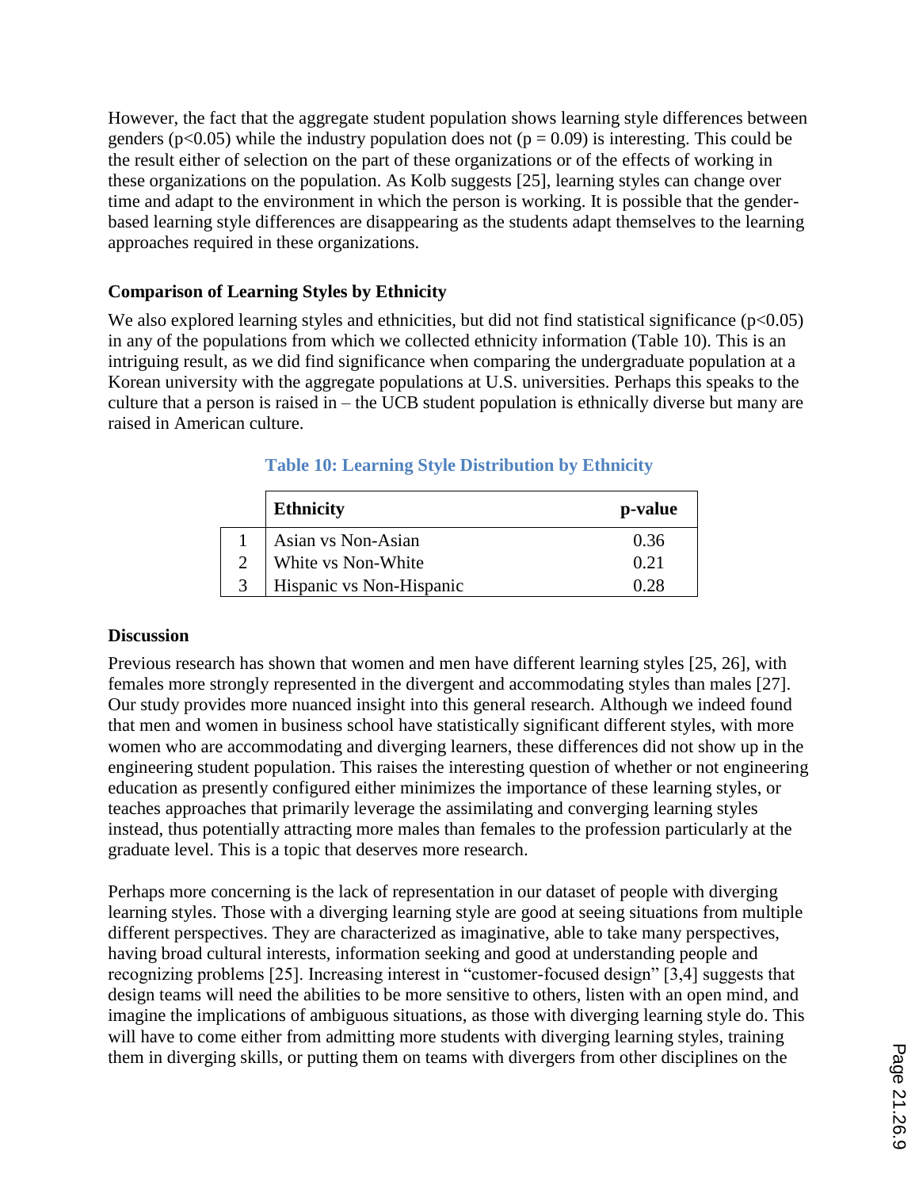However, the fact that the aggregate student population shows learning style differences between genders ($p<0.05$) while the industry population does not ($p = 0.09$) is interesting. This could be the result either of selection on the part of these organizations or of the effects of working in these organizations on the population. As Kolb suggests [25], learning styles can change over time and adapt to the environment in which the person is working. It is possible that the gender-based learning style differences are disappearing as the students adapt themselves to the learning approaches required in these organizations.

### Comparison of Learning Styles by Ethnicity

We also explored learning styles and ethnicities, but did not find statistical significance ($p<0.05$) in any of the populations from which we collected ethnicity information (Table 10). This is an intriguing result, as we did find significance when comparing the undergraduate population at a Korean university with the aggregate populations at U.S. universities. Perhaps this speaks to the culture that a person is raised in – the UCB student population is ethnically diverse but many are raised in American culture.

**Table 10: Learning Style Distribution by Ethnicity**

| | Ethnicity | p-value |
|---|---|---|
| 1 | Asian vs Non-Asian | 0.36 |
| 2 | White vs Non-White | 0.21 |
| 3 | Hispanic vs Non-Hispanic | 0.28 |

### Discussion

Previous research has shown that women and men have different learning styles [25, 26], with females more strongly represented in the divergent and accommodating styles than males [27]. Our study provides more nuanced insight into this general research. Although we indeed found that men and women in business school have statistically significant different styles, with more women who are accommodating and diverging learners, these differences did not show up in the engineering student population. This raises the interesting question of whether or not engineering education as presently configured either minimizes the importance of these learning styles, or teaches approaches that primarily leverage the assimilating and converging learning styles instead, thus potentially attracting more males than females to the profession particularly at the graduate level. This is a topic that deserves more research.

Perhaps more concerning is the lack of representation in our dataset of people with diverging learning styles. Those with a diverging learning style are good at seeing situations from multiple different perspectives. They are characterized as imaginative, able to take many perspectives, having broad cultural interests, information seeking and good at understanding people and recognizing problems [25]. Increasing interest in "customer-focused design" [3,4] suggests that design teams will need the abilities to be more sensitive to others, listen with an open mind, and imagine the implications of ambiguous situations, as those with diverging learning style do. This will have to come either from admitting more students with diverging learning styles, training them in diverging skills, or putting them on teams with divergers from other disciplines on the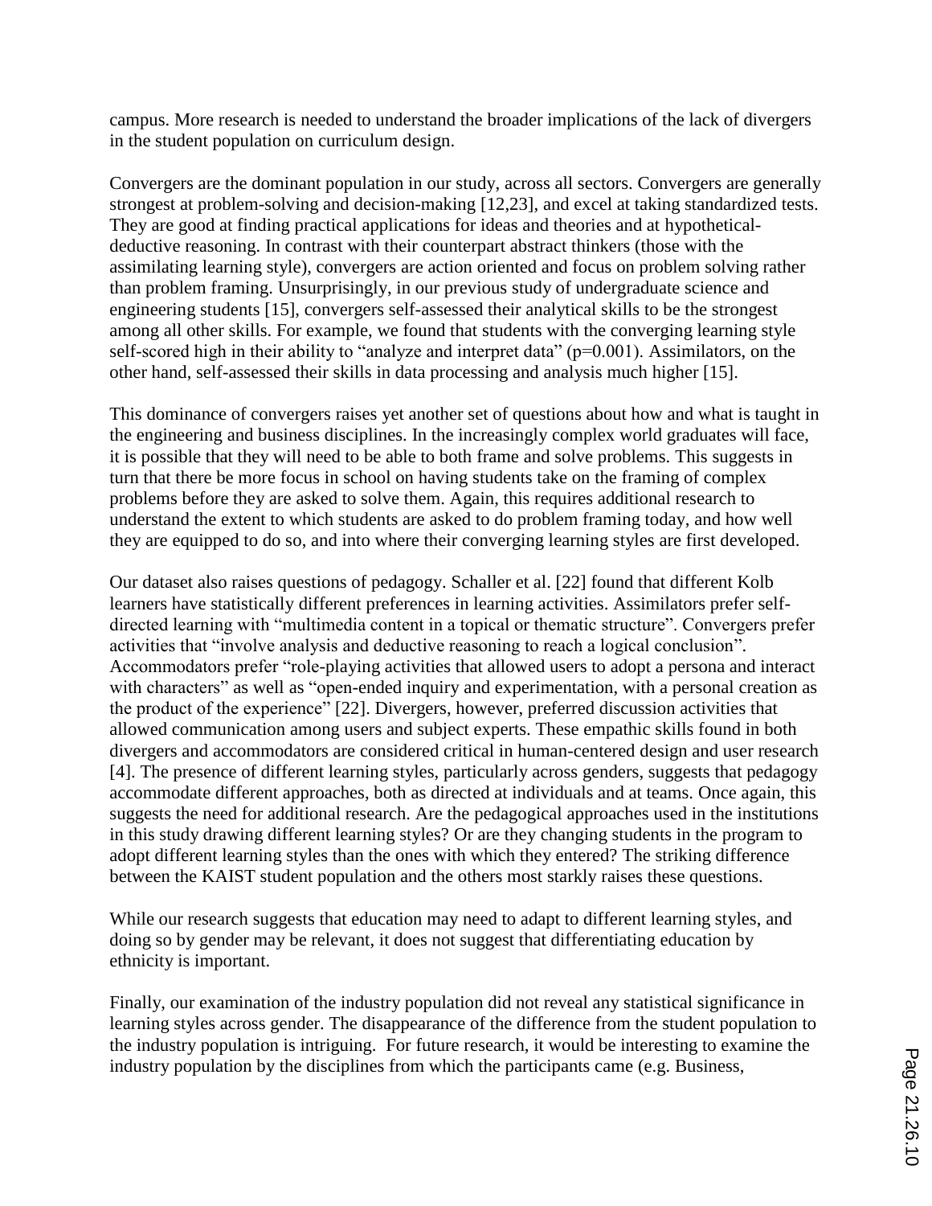campus. More research is needed to understand the broader implications of the lack of divergers in the student population on curriculum design.

Convergers are the dominant population in our study, across all sectors. Convergers are generally strongest at problem-solving and decision-making [12,23], and excel at taking standardized tests. They are good at finding practical applications for ideas and theories and at hypothetical-deductive reasoning. In contrast with their counterpart abstract thinkers (those with the assimilating learning style), convergers are action oriented and focus on problem solving rather than problem framing. Unsurprisingly, in our previous study of undergraduate science and engineering students [15], convergers self-assessed their analytical skills to be the strongest among all other skills. For example, we found that students with the converging learning style self-scored high in their ability to "analyze and interpret data" ($p=0.001$). Assimilators, on the other hand, self-assessed their skills in data processing and analysis much higher [15].

This dominance of convergers raises yet another set of questions about how and what is taught in the engineering and business disciplines. In the increasingly complex world graduates will face, it is possible that they will need to be able to both frame and solve problems. This suggests in turn that there be more focus in school on having students take on the framing of complex problems before they are asked to solve them. Again, this requires additional research to understand the extent to which students are asked to do problem framing today, and how well they are equipped to do so, and into where their converging learning styles are first developed.

Our dataset also raises questions of pedagogy. Schaller et al. [22] found that different Kolb learners have statistically different preferences in learning activities. Assimilators prefer self-directed learning with "multimedia content in a topical or thematic structure". Convergers prefer activities that "involve analysis and deductive reasoning to reach a logical conclusion". Accommodators prefer "role-playing activities that allowed users to adopt a persona and interact with characters" as well as "open-ended inquiry and experimentation, with a personal creation as the product of the experience" [22]. Divergers, however, preferred discussion activities that allowed communication among users and subject experts. These empathic skills found in both divergers and accommodators are considered critical in human-centered design and user research [4]. The presence of different learning styles, particularly across genders, suggests that pedagogy accommodate different approaches, both as directed at individuals and at teams. Once again, this suggests the need for additional research. Are the pedagogical approaches used in the institutions in this study drawing different learning styles? Or are they changing students in the program to adopt different learning styles than the ones with which they entered? The striking difference between the KAIST student population and the others most starkly raises these questions.

While our research suggests that education may need to adapt to different learning styles, and doing so by gender may be relevant, it does not suggest that differentiating education by ethnicity is important.

Finally, our examination of the industry population did not reveal any statistical significance in learning styles across gender. The disappearance of the difference from the student population to the industry population is intriguing. For future research, it would be interesting to examine the industry population by the disciplines from which the participants came (e.g. Business,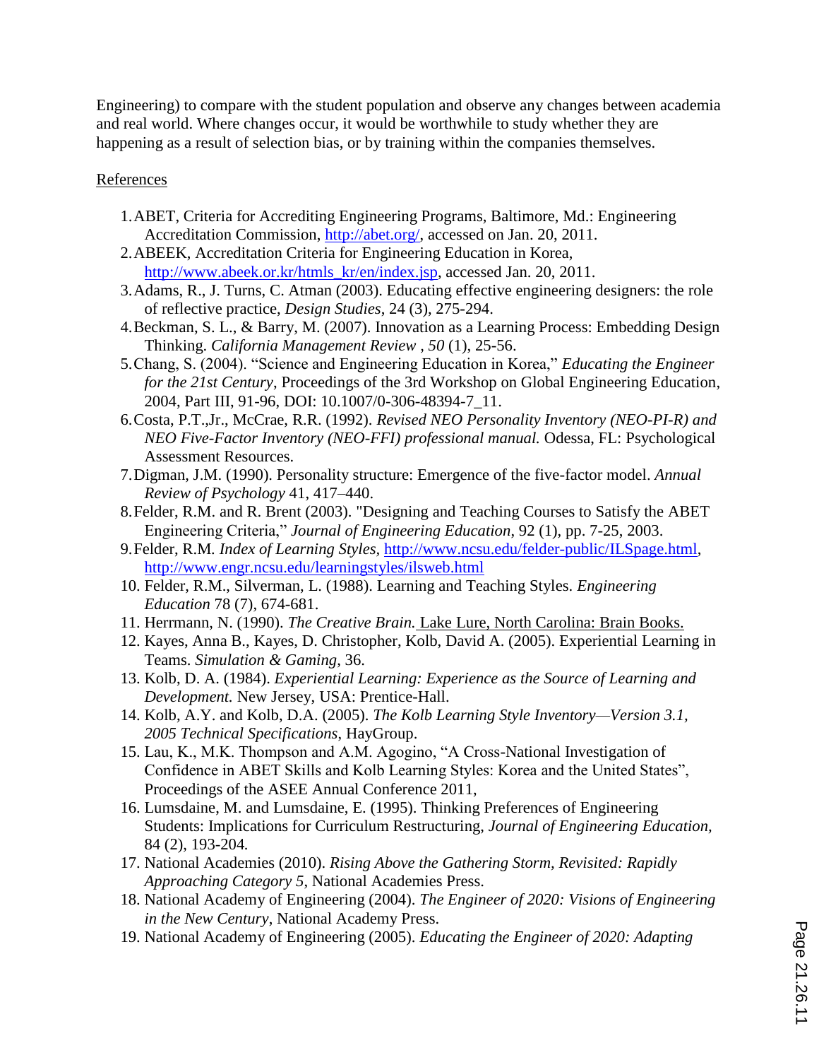Engineering) to compare with the student population and observe any changes between academia and real world. Where changes occur, it would be worthwhile to study whether they are happening as a result of selection bias, or by training within the companies themselves.

References

1. ABET, Criteria for Accrediting Engineering Programs, Baltimore, Md.: Engineering Accreditation Commission, http://abet.org/, accessed on Jan. 20, 2011.
2. ABEEK, Accreditation Criteria for Engineering Education in Korea, http://www.abeek.or.kr/htmls_kr/en/index.jsp, accessed Jan. 20, 2011.
3. Adams, R., J. Turns, C. Atman (2003). Educating effective engineering designers: the role of reflective practice, *Design Studies*, 24 (3), 275-294.
4. Beckman, S. L., & Barry, M. (2007). Innovation as a Learning Process: Embedding Design Thinking. *California Management Review , 50* (1), 25-56.
5. Chang, S. (2004). "Science and Engineering Education in Korea," *Educating the Engineer for the 21st Century*, Proceedings of the 3rd Workshop on Global Engineering Education, 2004, Part III, 91-96, DOI: 10.1007/0-306-48394-7_11.
6. Costa, P.T.,Jr., McCrae, R.R. (1992). *Revised NEO Personality Inventory (NEO-PI-R) and NEO Five-Factor Inventory (NEO-FFI) professional manual.* Odessa, FL: Psychological Assessment Resources.
7. Digman, J.M. (1990). Personality structure: Emergence of the five-factor model. *Annual Review of Psychology* 41, 417–440.
8. Felder, R.M. and R. Brent (2003). "Designing and Teaching Courses to Satisfy the ABET Engineering Criteria," *Journal of Engineering Education*, 92 (1), pp. 7-25, 2003.
9. Felder, R.M. *Index of Learning Styles*, http://www.ncsu.edu/felder-public/ILSpage.html, http://www.engr.ncsu.edu/learningstyles/ilsweb.html
10. Felder, R.M., Silverman, L. (1988). Learning and Teaching Styles. *Engineering Education* 78 (7), 674-681.
11. Herrmann, N. (1990). *The Creative Brain.* Lake Lure, North Carolina: Brain Books.
12. Kayes, Anna B., Kayes, D. Christopher, Kolb, David A. (2005). Experiential Learning in Teams. *Simulation & Gaming*, 36.
13. Kolb, D. A. (1984). *Experiential Learning: Experience as the Source of Learning and Development.* New Jersey, USA: Prentice-Hall.
14. Kolb, A.Y. and Kolb, D.A. (2005). *The Kolb Learning Style Inventory—Version 3.1, 2005 Technical Specifications*, HayGroup.
15. Lau, K., M.K. Thompson and A.M. Agogino, "A Cross-National Investigation of Confidence in ABET Skills and Kolb Learning Styles: Korea and the United States", Proceedings of the ASEE Annual Conference 2011,
16. Lumsdaine, M. and Lumsdaine, E. (1995). Thinking Preferences of Engineering Students: Implications for Curriculum Restructuring, *Journal of Engineering Education,* 84 (2), 193-204*.*
17. National Academies (2010). *Rising Above the Gathering Storm, Revisited: Rapidly Approaching Category 5*, National Academies Press.
18. National Academy of Engineering (2004). *The Engineer of 2020: Visions of Engineering in the New Century*, National Academy Press.
19. National Academy of Engineering (2005). *Educating the Engineer of 2020: Adapting*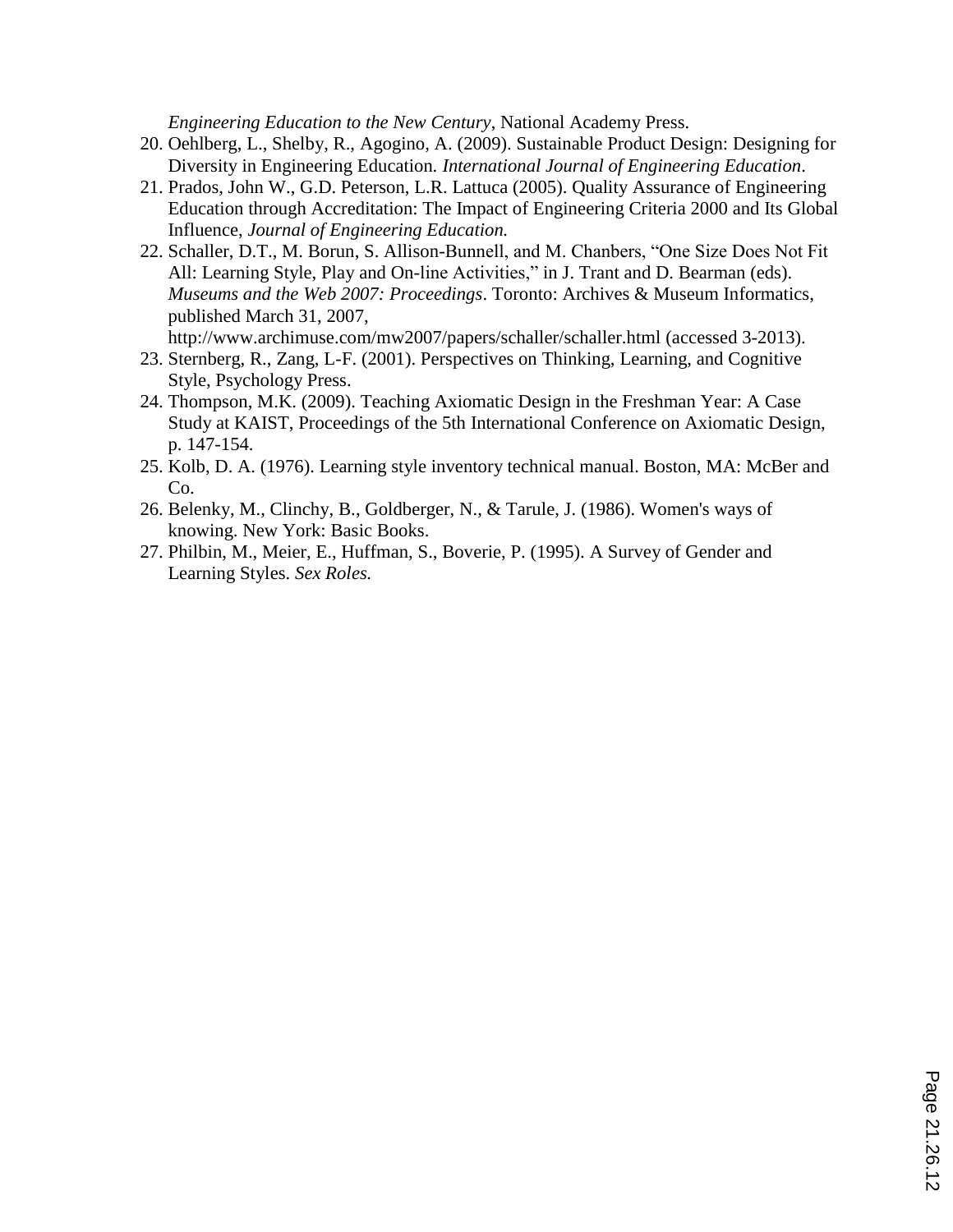*Engineering Education to the New Century*, National Academy Press.

20. Oehlberg, L., Shelby, R., Agogino, A. (2009). Sustainable Product Design: Designing for Diversity in Engineering Education. *International Journal of Engineering Education*.
21. Prados, John W., G.D. Peterson, L.R. Lattuca (2005). Quality Assurance of Engineering Education through Accreditation: The Impact of Engineering Criteria 2000 and Its Global Influence, *Journal of Engineering Education.*
22. Schaller, D.T., M. Borun, S. Allison-Bunnell, and M. Chanbers, "One Size Does Not Fit All: Learning Style, Play and On-line Activities," in J. Trant and D. Bearman (eds). *Museums and the Web 2007: Proceedings*. Toronto: Archives & Museum Informatics, published March 31, 2007, http://www.archimuse.com/mw2007/papers/schaller/schaller.html (accessed 3-2013).
23. Sternberg, R., Zang, L-F. (2001). Perspectives on Thinking, Learning, and Cognitive Style, Psychology Press.
24. Thompson, M.K. (2009). Teaching Axiomatic Design in the Freshman Year: A Case Study at KAIST, Proceedings of the 5th International Conference on Axiomatic Design, p. 147-154.
25. Kolb, D. A. (1976). Learning style inventory technical manual. Boston, MA: McBer and Co.
26. Belenky, M., Clinchy, B., Goldberger, N., & Tarule, J. (1986). Women's ways of knowing. New York: Basic Books.
27. Philbin, M., Meier, E., Huffman, S., Boverie, P. (1995). A Survey of Gender and Learning Styles. *Sex Roles.*